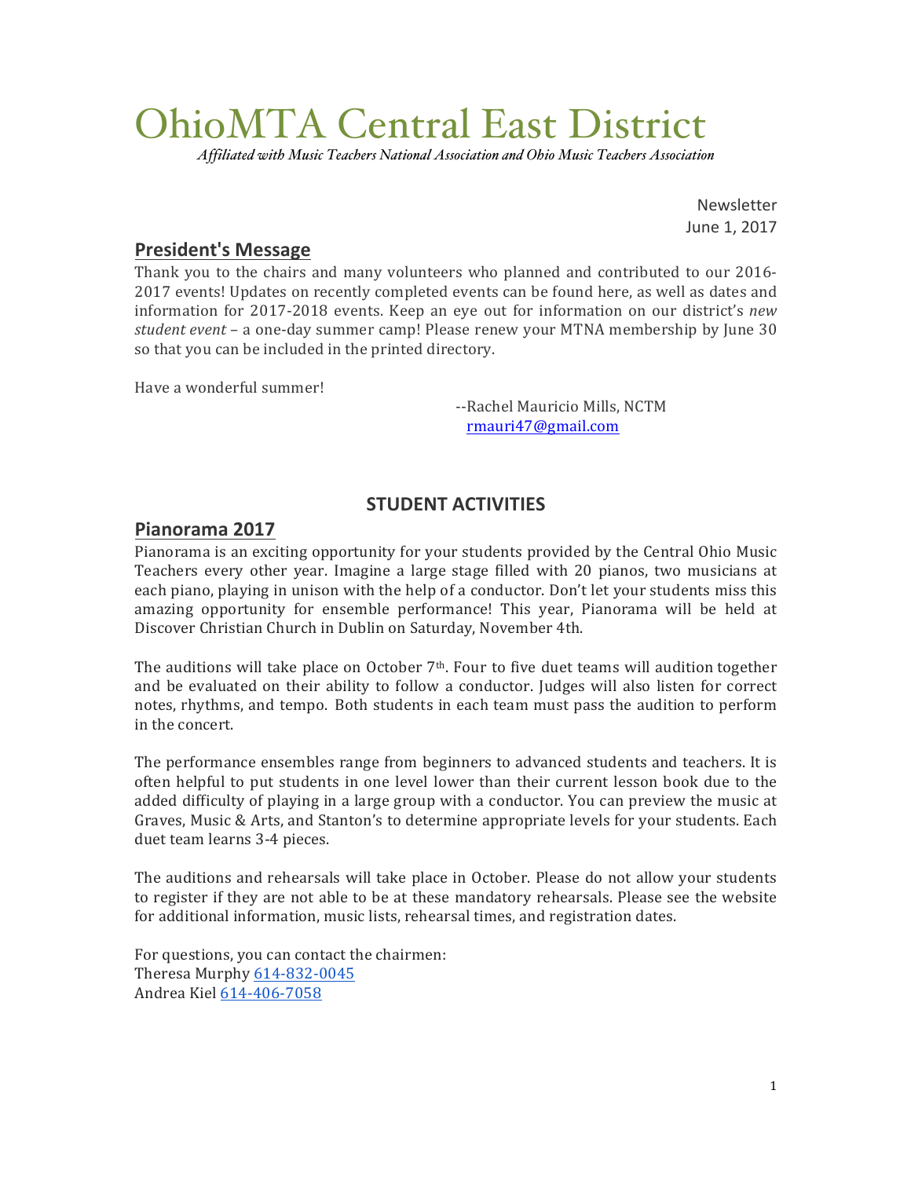# OhioMTA Central East District

*Affiliated with Music Teachers National Association and Ohio Music Teachers Association*

Newsletter
June 1, 2017

## President's Message

Thank you to the chairs and many volunteers who planned and contributed to our 2016-2017 events! Updates on recently completed events can be found here, as well as dates and information for 2017-2018 events. Keep an eye out for information on our district's *new student event* – a one-day summer camp! Please renew your MTNA membership by June 30 so that you can be included in the printed directory.

Have a wonderful summer!

--Rachel Mauricio Mills, NCTM
rmauri47@gmail.com

## STUDENT ACTIVITIES

### Pianorama 2017

Pianorama is an exciting opportunity for your students provided by the Central Ohio Music Teachers every other year. Imagine a large stage filled with 20 pianos, two musicians at each piano, playing in unison with the help of a conductor. Don't let your students miss this amazing opportunity for ensemble performance! This year, Pianorama will be held at Discover Christian Church in Dublin on Saturday, November 4th.

The auditions will take place on October 7th. Four to five duet teams will audition together and be evaluated on their ability to follow a conductor. Judges will also listen for correct notes, rhythms, and tempo. Both students in each team must pass the audition to perform in the concert.

The performance ensembles range from beginners to advanced students and teachers. It is often helpful to put students in one level lower than their current lesson book due to the added difficulty of playing in a large group with a conductor. You can preview the music at Graves, Music & Arts, and Stanton's to determine appropriate levels for your students. Each duet team learns 3-4 pieces.

The auditions and rehearsals will take place in October. Please do not allow your students to register if they are not able to be at these mandatory rehearsals. Please see the website for additional information, music lists, rehearsal times, and registration dates.

For questions, you can contact the chairmen:
Theresa Murphy 614-832-0045
Andrea Kiel 614-406-7058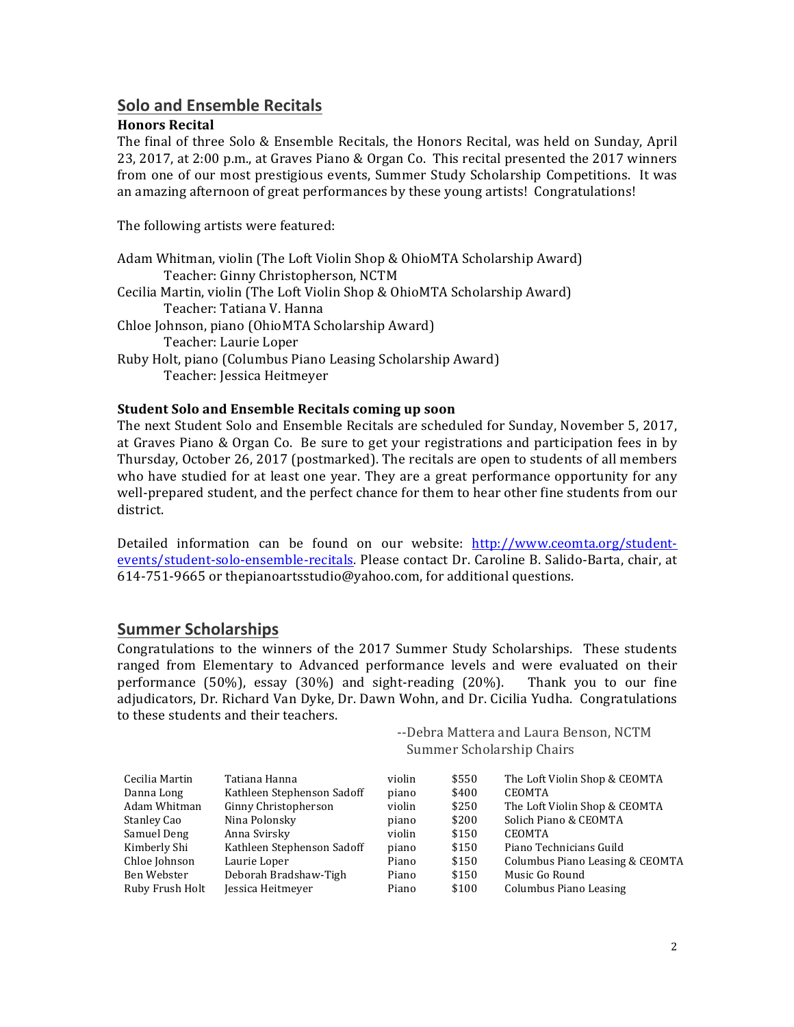## Solo and Ensemble Recitals

### Honors Recital

The final of three Solo & Ensemble Recitals, the Honors Recital, was held on Sunday, April 23, 2017, at 2:00 p.m., at Graves Piano & Organ Co. This recital presented the 2017 winners from one of our most prestigious events, Summer Study Scholarship Competitions. It was an amazing afternoon of great performances by these young artists! Congratulations!

The following artists were featured:

Adam Whitman, violin (The Loft Violin Shop & OhioMTA Scholarship Award)
  Teacher: Ginny Christopherson, NCTM
Cecilia Martin, violin (The Loft Violin Shop & OhioMTA Scholarship Award)
  Teacher: Tatiana V. Hanna
Chloe Johnson, piano (OhioMTA Scholarship Award)
  Teacher: Laurie Loper
Ruby Holt, piano (Columbus Piano Leasing Scholarship Award)
  Teacher: Jessica Heitmeyer

### Student Solo and Ensemble Recitals coming up soon

The next Student Solo and Ensemble Recitals are scheduled for Sunday, November 5, 2017, at Graves Piano & Organ Co. Be sure to get your registrations and participation fees in by Thursday, October 26, 2017 (postmarked). The recitals are open to students of all members who have studied for at least one year. They are a great performance opportunity for any well-prepared student, and the perfect chance for them to hear other fine students from our district.

Detailed information can be found on our website: http://www.ceomta.org/student-events/student-solo-ensemble-recitals. Please contact Dr. Caroline B. Salido-Barta, chair, at 614-751-9665 or thepianoartsstudio@yahoo.com, for additional questions.

## Summer Scholarships

Congratulations to the winners of the 2017 Summer Study Scholarships. These students ranged from Elementary to Advanced performance levels and were evaluated on their performance (50%), essay (30%) and sight-reading (20%). Thank you to our fine adjudicators, Dr. Richard Van Dyke, Dr. Dawn Wohn, and Dr. Cicilia Yudha. Congratulations to these students and their teachers.

--Debra Mattera and Laura Benson, NCTM
Summer Scholarship Chairs

| Student | Teacher | Instrument | Amount | Sponsor |
|---|---|---|---|---|
| Cecilia Martin | Tatiana Hanna | violin | $550 | The Loft Violin Shop & CEOMTA |
| Danna Long | Kathleen Stephenson Sadoff | piano | $400 | CEOMTA |
| Adam Whitman | Ginny Christopherson | violin | $250 | The Loft Violin Shop & CEOMTA |
| Stanley Cao | Nina Polonsky | piano | $200 | Solich Piano & CEOMTA |
| Samuel Deng | Anna Svirsky | violin | $150 | CEOMTA |
| Kimberly Shi | Kathleen Stephenson Sadoff | piano | $150 | Piano Technicians Guild |
| Chloe Johnson | Laurie Loper | Piano | $150 | Columbus Piano Leasing & CEOMTA |
| Ben Webster | Deborah Bradshaw-Tigh | Piano | $150 | Music Go Round |
| Ruby Frush Holt | Jessica Heitmeyer | Piano | $100 | Columbus Piano Leasing |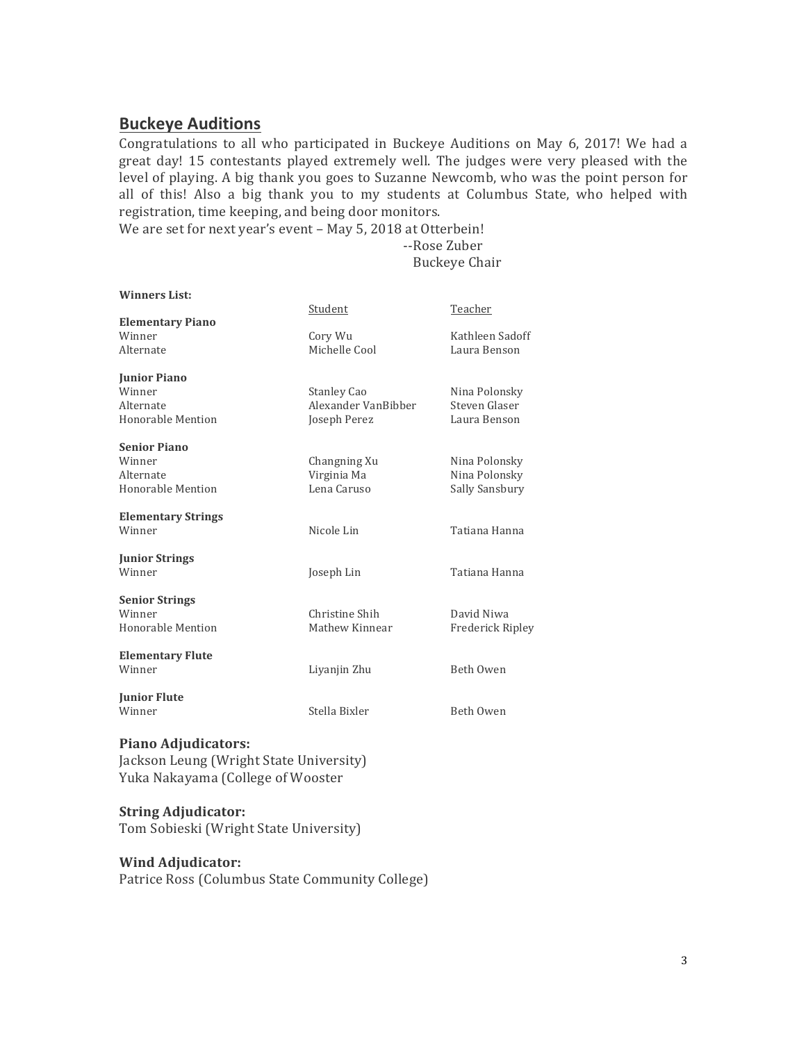## Buckeye Auditions

Congratulations to all who participated in Buckeye Auditions on May 6, 2017! We had a great day! 15 contestants played extremely well. The judges were very pleased with the level of playing. A big thank you goes to Suzanne Newcomb, who was the point person for all of this! Also a big thank you to my students at Columbus State, who helped with registration, time keeping, and being door monitors.

We are set for next year's event – May 5, 2018 at Otterbein!

--Rose Zuber
Buckeye Chair

**Winners List:**

| | Student | Teacher |
|---|---|---|
| **Elementary Piano** | | |
| Winner | Cory Wu | Kathleen Sadoff |
| Alternate | Michelle Cool | Laura Benson |
| **Junior Piano** | | |
| Winner | Stanley Cao | Nina Polonsky |
| Alternate | Alexander VanBibber | Steven Glaser |
| Honorable Mention | Joseph Perez | Laura Benson |
| **Senior Piano** | | |
| Winner | Changning Xu | Nina Polonsky |
| Alternate | Virginia Ma | Nina Polonsky |
| Honorable Mention | Lena Caruso | Sally Sansbury |
| **Elementary Strings** | | |
| Winner | Nicole Lin | Tatiana Hanna |
| **Junior Strings** | | |
| Winner | Joseph Lin | Tatiana Hanna |
| **Senior Strings** | | |
| Winner | Christine Shih | David Niwa |
| Honorable Mention | Mathew Kinnear | Frederick Ripley |
| **Elementary Flute** | | |
| Winner | Liyanjin Zhu | Beth Owen |
| **Junior Flute** | | |
| Winner | Stella Bixler | Beth Owen |

**Piano Adjudicators:**

Jackson Leung (Wright State University)
Yuka Nakayama (College of Wooster

**String Adjudicator:**

Tom Sobieski (Wright State University)

**Wind Adjudicator:**

Patrice Ross (Columbus State Community College)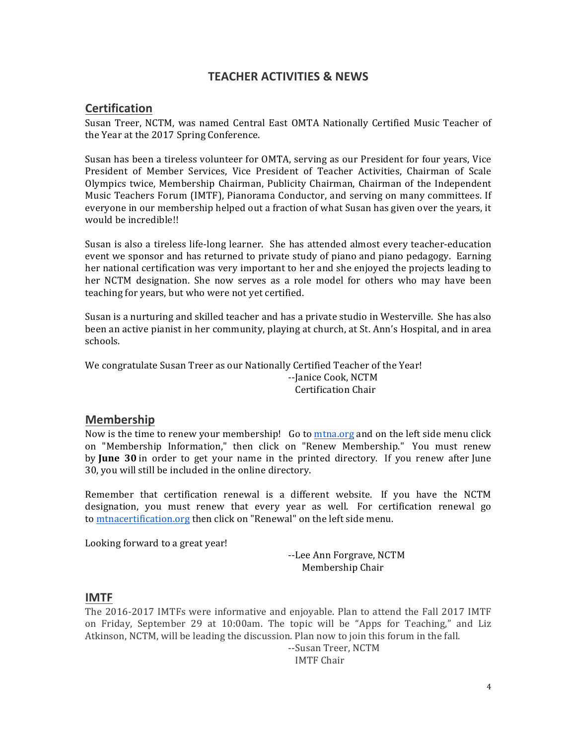# TEACHER ACTIVITIES & NEWS

## Certification

Susan Treer, NCTM, was named Central East OMTA Nationally Certified Music Teacher of the Year at the 2017 Spring Conference.

Susan has been a tireless volunteer for OMTA, serving as our President for four years, Vice President of Member Services, Vice President of Teacher Activities, Chairman of Scale Olympics twice, Membership Chairman, Publicity Chairman, Chairman of the Independent Music Teachers Forum (IMTF), Pianorama Conductor, and serving on many committees. If everyone in our membership helped out a fraction of what Susan has given over the years, it would be incredible!!

Susan is also a tireless life-long learner. She has attended almost every teacher-education event we sponsor and has returned to private study of piano and piano pedagogy. Earning her national certification was very important to her and she enjoyed the projects leading to her NCTM designation. She now serves as a role model for others who may have been teaching for years, but who were not yet certified.

Susan is a nurturing and skilled teacher and has a private studio in Westerville. She has also been an active pianist in her community, playing at church, at St. Ann's Hospital, and in area schools.

We congratulate Susan Treer as our Nationally Certified Teacher of the Year!

--Janice Cook, NCTM
Certification Chair

## Membership

Now is the time to renew your membership! Go to mtna.org and on the left side menu click on "Membership Information," then click on "Renew Membership." You must renew by **June 30** in order to get your name in the printed directory. If you renew after June 30, you will still be included in the online directory.

Remember that certification renewal is a different website. If you have the NCTM designation, you must renew that every year as well. For certification renewal go to mtnacertification.org then click on "Renewal" on the left side menu.

Looking forward to a great year!

--Lee Ann Forgrave, NCTM
Membership Chair

## IMTF

The 2016-2017 IMTFs were informative and enjoyable. Plan to attend the Fall 2017 IMTF on Friday, September 29 at 10:00am. The topic will be "Apps for Teaching," and Liz Atkinson, NCTM, will be leading the discussion. Plan now to join this forum in the fall.

--Susan Treer, NCTM
IMTF Chair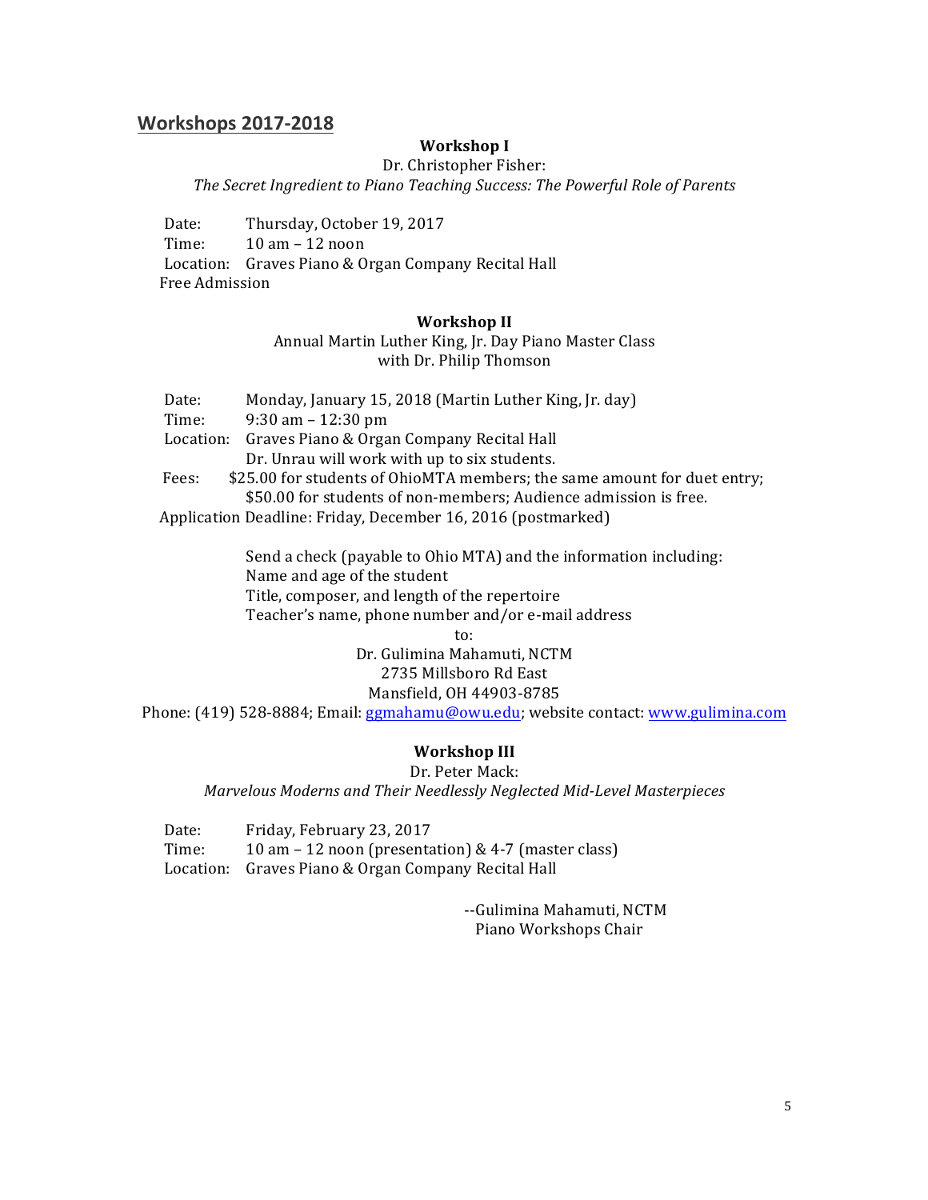## Workshops 2017-2018

### Workshop I

Dr. Christopher Fisher:

*The Secret Ingredient to Piano Teaching Success: The Powerful Role of Parents*

Date: Thursday, October 19, 2017
Time: 10 am – 12 noon
Location: Graves Piano & Organ Company Recital Hall
Free Admission

### Workshop II

Annual Martin Luther King, Jr. Day Piano Master Class
with Dr. Philip Thomson

Date: Monday, January 15, 2018 (Martin Luther King, Jr. day)
Time: 9:30 am – 12:30 pm
Location: Graves Piano & Organ Company Recital Hall
Dr. Unrau will work with up to six students.
Fees: $25.00 for students of OhioMTA members; the same amount for duet entry; $50.00 for students of non-members; Audience admission is free.
Application Deadline: Friday, December 16, 2016 (postmarked)

Send a check (payable to Ohio MTA) and the information including:
Name and age of the student
Title, composer, and length of the repertoire
Teacher's name, phone number and/or e-mail address

to:

Dr. Gulimina Mahamuti, NCTM
2735 Millsboro Rd East
Mansfield, OH 44903-8785

Phone: (419) 528-8884; Email: ggmahamu@owu.edu; website contact: www.gulimina.com

### Workshop III

Dr. Peter Mack:

*Marvelous Moderns and Their Needlessly Neglected Mid-Level Masterpieces*

Date: Friday, February 23, 2017
Time: 10 am – 12 noon (presentation) & 4-7 (master class)
Location: Graves Piano & Organ Company Recital Hall

--Gulimina Mahamuti, NCTM
Piano Workshops Chair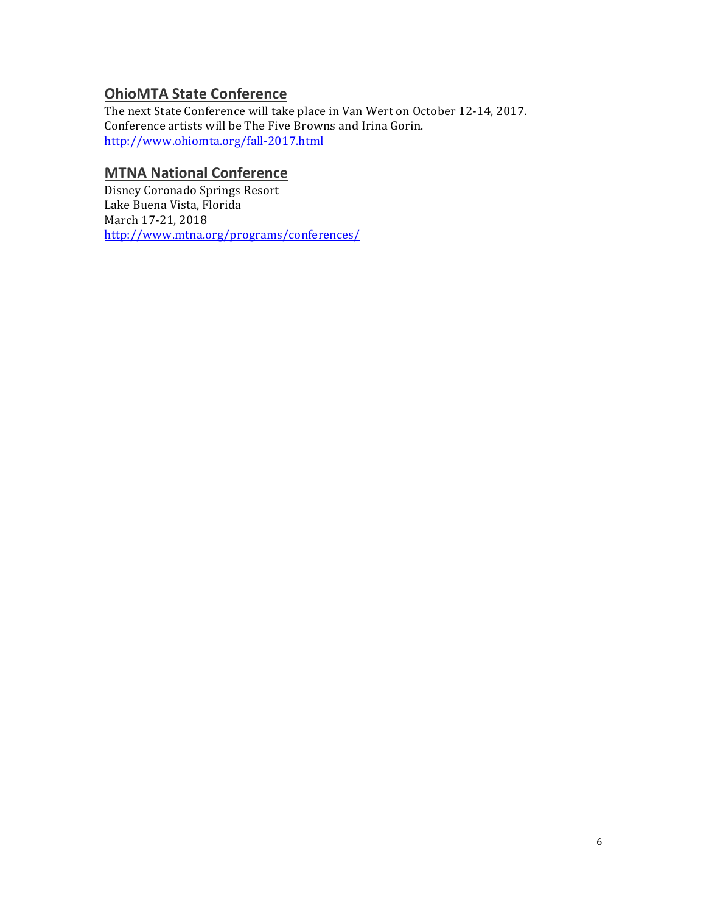## OhioMTA State Conference

The next State Conference will take place in Van Wert on October 12-14, 2017. Conference artists will be The Five Browns and Irina Gorin.
http://www.ohiomta.org/fall-2017.html

## MTNA National Conference

Disney Coronado Springs Resort
Lake Buena Vista, Florida
March 17-21, 2018
http://www.mtna.org/programs/conferences/